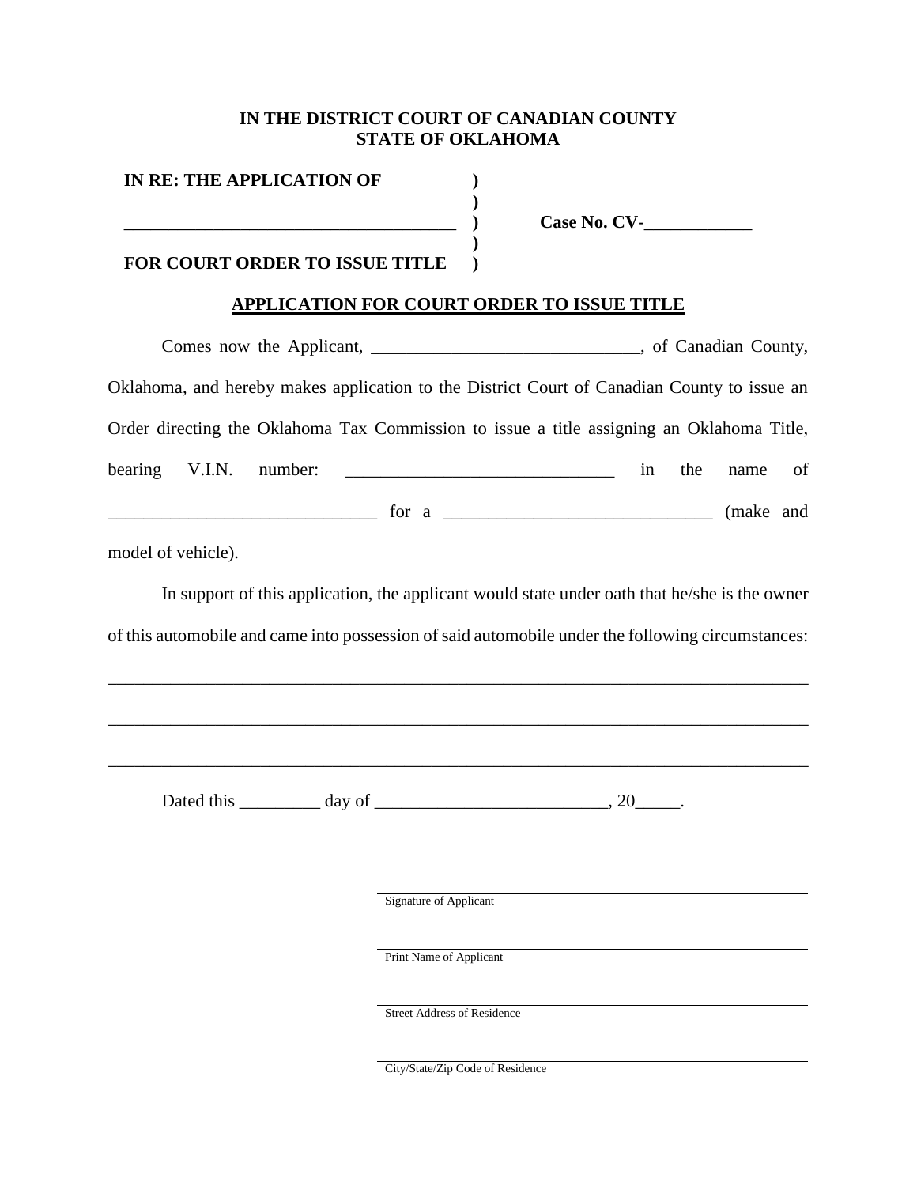**IN THE DISTRICT COURT OF CANADIAN COUNTY**
**STATE OF OKLAHOMA**

**IN RE: THE APPLICATION OF** )
)
**\_\_\_\_\_\_\_\_\_\_\_\_\_\_\_\_\_\_\_\_\_\_\_\_\_\_\_\_\_\_\_\_\_\_\_\_\_\_** ) **Case No. CV-\_\_\_\_\_\_\_\_\_\_\_\_**
)
**FOR COURT ORDER TO ISSUE TITLE** )

**APPLICATION FOR COURT ORDER TO ISSUE TITLE**

Comes now the Applicant, \_\_\_\_\_\_\_\_\_\_\_\_\_\_\_\_\_\_\_\_\_\_\_\_\_\_\_\_\_\_, of Canadian County, Oklahoma, and hereby makes application to the District Court of Canadian County to issue an Order directing the Oklahoma Tax Commission to issue a title assigning an Oklahoma Title, bearing V.I.N. number: \_\_\_\_\_\_\_\_\_\_\_\_\_\_\_\_\_\_\_\_\_\_\_\_\_\_\_\_\_\_ in the name of \_\_\_\_\_\_\_\_\_\_\_\_\_\_\_\_\_\_\_\_\_\_\_\_\_\_\_\_\_\_ for a \_\_\_\_\_\_\_\_\_\_\_\_\_\_\_\_\_\_\_\_\_\_\_\_\_\_\_\_\_\_ (make and model of vehicle).

In support of this application, the applicant would state under oath that he/she is the owner of this automobile and came into possession of said automobile under the following circumstances:

\_\_\_\_\_\_\_\_\_\_\_\_\_\_\_\_\_\_\_\_\_\_\_\_\_\_\_\_\_\_\_\_\_\_\_\_\_\_\_\_\_\_\_\_\_\_\_\_\_\_\_\_\_\_\_\_\_\_\_\_\_\_\_\_\_\_\_\_\_\_\_\_\_\_\_\_\_\_

\_\_\_\_\_\_\_\_\_\_\_\_\_\_\_\_\_\_\_\_\_\_\_\_\_\_\_\_\_\_\_\_\_\_\_\_\_\_\_\_\_\_\_\_\_\_\_\_\_\_\_\_\_\_\_\_\_\_\_\_\_\_\_\_\_\_\_\_\_\_\_\_\_\_\_\_\_\_

\_\_\_\_\_\_\_\_\_\_\_\_\_\_\_\_\_\_\_\_\_\_\_\_\_\_\_\_\_\_\_\_\_\_\_\_\_\_\_\_\_\_\_\_\_\_\_\_\_\_\_\_\_\_\_\_\_\_\_\_\_\_\_\_\_\_\_\_\_\_\_\_\_\_\_\_\_\_

Dated this \_\_\_\_\_\_\_\_\_ day of \_\_\_\_\_\_\_\_\_\_\_\_\_\_\_\_\_\_\_\_\_\_\_\_\_\_, 20\_\_\_\_\_.

\_\_\_\_\_\_\_\_\_\_\_\_\_\_\_\_\_\_\_\_\_\_\_\_\_\_\_\_\_\_\_\_\_\_\_\_\_\_\_\_
Signature of Applicant

\_\_\_\_\_\_\_\_\_\_\_\_\_\_\_\_\_\_\_\_\_\_\_\_\_\_\_\_\_\_\_\_\_\_\_\_\_\_\_\_
Print Name of Applicant

\_\_\_\_\_\_\_\_\_\_\_\_\_\_\_\_\_\_\_\_\_\_\_\_\_\_\_\_\_\_\_\_\_\_\_\_\_\_\_\_
Street Address of Residence

\_\_\_\_\_\_\_\_\_\_\_\_\_\_\_\_\_\_\_\_\_\_\_\_\_\_\_\_\_\_\_\_\_\_\_\_\_\_\_\_
City/State/Zip Code of Residence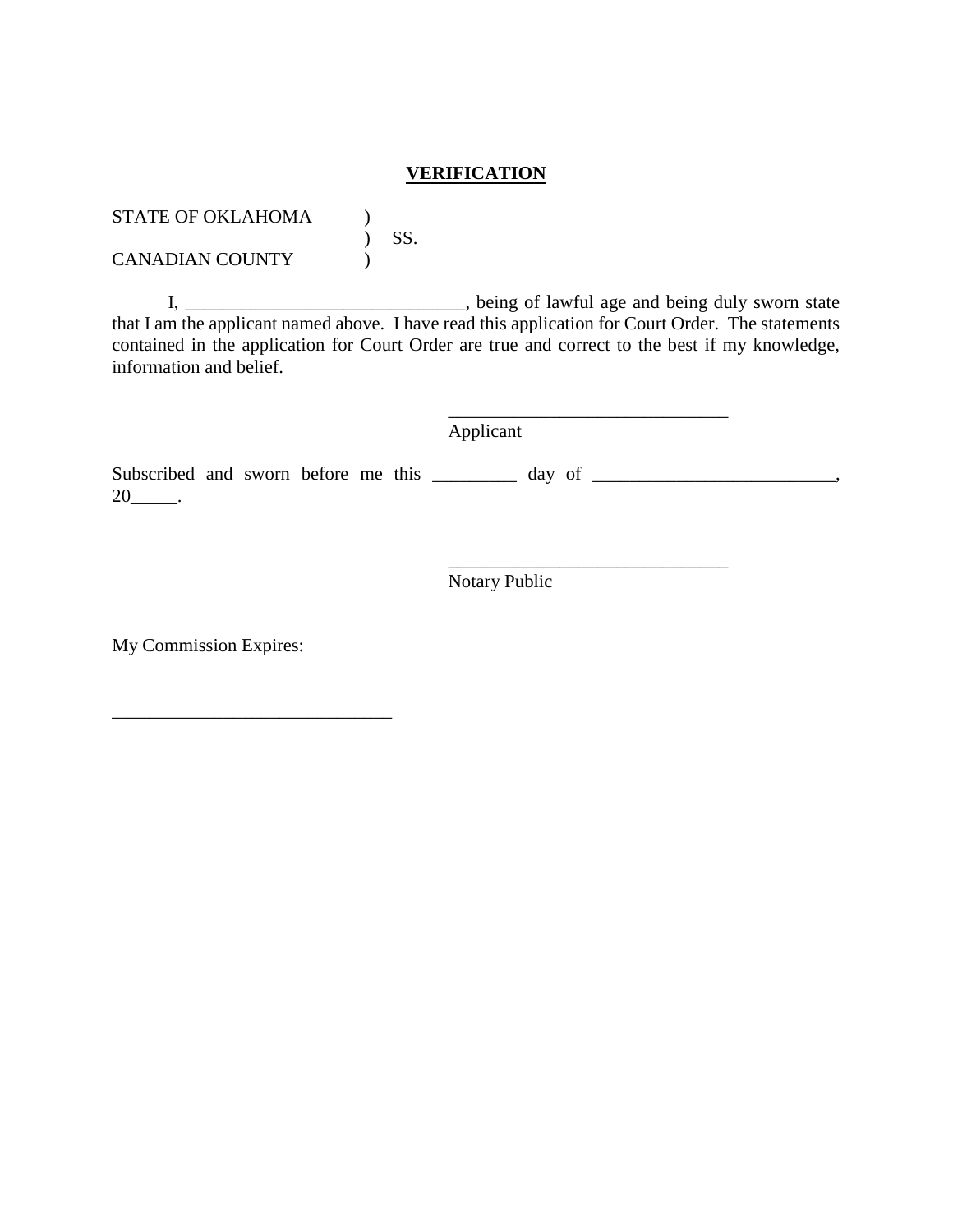**VERIFICATION**

STATE OF OKLAHOMA )
) SS.
CANADIAN COUNTY )

I, ______________________________, being of lawful age and being duly sworn state that I am the applicant named above. I have read this application for Court Order. The statements contained in the application for Court Order are true and correct to the best if my knowledge, information and belief.

______________________________
Applicant

Subscribed and sworn before me this _________ day of __________________________, 20_____.

______________________________
Notary Public

My Commission Expires:

______________________________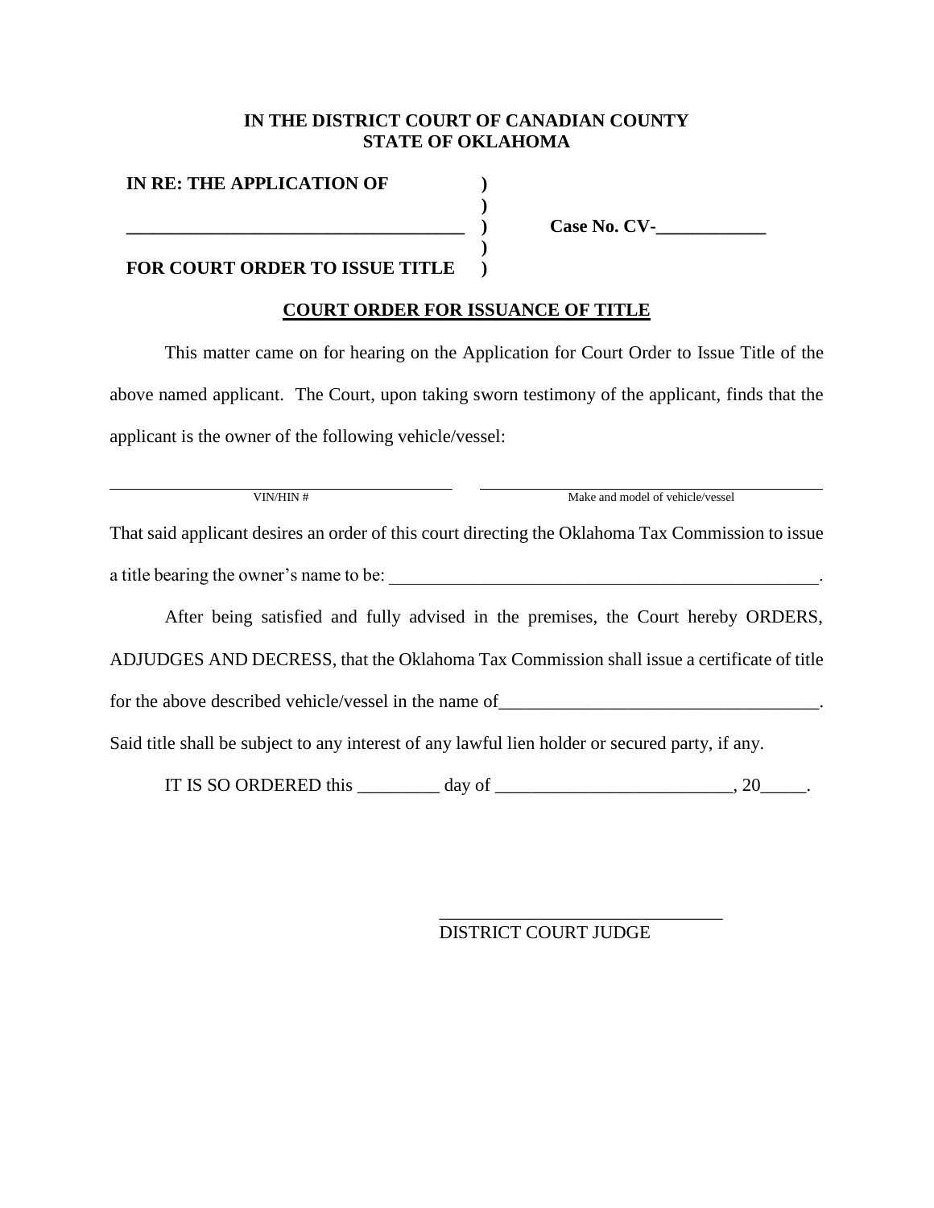**IN THE DISTRICT COURT OF CANADIAN COUNTY**
**STATE OF OKLAHOMA**

**IN RE: THE APPLICATION OF )**
**)**
**\_\_\_\_\_\_\_\_\_\_\_\_\_\_\_\_\_\_\_\_\_\_\_\_\_\_\_\_\_\_\_\_\_\_\_\_\_ ) Case No. CV-\_\_\_\_\_\_\_\_\_\_\_\_**
**)**
**FOR COURT ORDER TO ISSUE TITLE )**

## COURT ORDER FOR ISSUANCE OF TITLE

This matter came on for hearing on the Application for Court Order to Issue Title of the above named applicant. The Court, upon taking sworn testimony of the applicant, finds that the applicant is the owner of the following vehicle/vessel:

\_\_\_\_\_\_\_\_\_\_\_\_\_\_\_\_\_\_\_\_\_\_\_\_\_\_\_\_\_\_\_\_\_\_\_\_\_ \_\_\_\_\_\_\_\_\_\_\_\_\_\_\_\_\_\_\_\_\_\_\_\_\_\_\_\_\_\_\_\_\_\_\_\_\_
VIN/HIN # Make and model of vehicle/vessel

That said applicant desires an order of this court directing the Oklahoma Tax Commission to issue a title bearing the owner's name to be: \_\_\_\_\_\_\_\_\_\_\_\_\_\_\_\_\_\_\_\_\_\_\_\_\_\_\_\_\_\_\_\_\_\_\_\_\_\_\_\_\_\_\_\_\_\_\_\_.

After being satisfied and fully advised in the premises, the Court hereby ORDERS, ADJUDGES AND DECRESS, that the Oklahoma Tax Commission shall issue a certificate of title for the above described vehicle/vessel in the name of\_\_\_\_\_\_\_\_\_\_\_\_\_\_\_\_\_\_\_\_\_\_\_\_\_\_\_\_\_\_\_\_\_\_\_\_. Said title shall be subject to any interest of any lawful lien holder or secured party, if any.

IT IS SO ORDERED this \_\_\_\_\_\_\_\_\_ day of \_\_\_\_\_\_\_\_\_\_\_\_\_\_\_\_\_\_\_\_\_\_\_\_\_\_, 20\_\_\_\_\_.

\_\_\_\_\_\_\_\_\_\_\_\_\_\_\_\_\_\_\_\_\_\_\_\_\_\_\_\_\_\_\_
DISTRICT COURT JUDGE